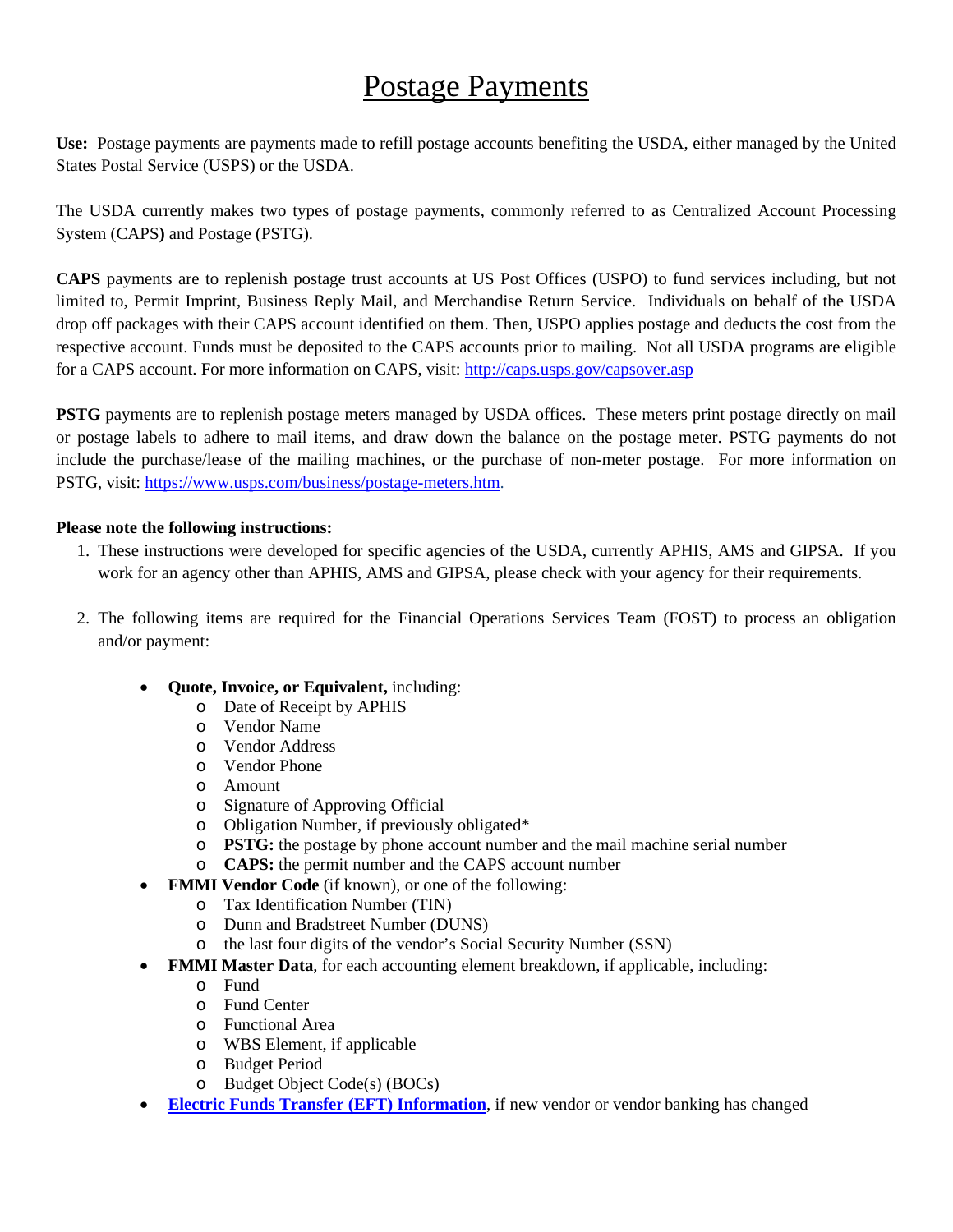# Postage Payments

**Use:** Postage payments are payments made to refill postage accounts benefiting the USDA, either managed by the United States Postal Service (USPS) or the USDA.

The USDA currently makes two types of postage payments, commonly referred to as Centralized Account Processing System (CAPS**)** and Postage (PSTG).

**CAPS** payments are to replenish postage trust accounts at US Post Offices (USPO) to fund services including, but not limited to, Permit Imprint, Business Reply Mail, and Merchandise Return Service. Individuals on behalf of the USDA drop off packages with their CAPS account identified on them. Then, USPO applies postage and deducts the cost from the respective account. Funds must be deposited to the CAPS accounts prior to mailing. Not all USDA programs are eligible for a CAPS account. For more information on CAPS, visit: [http://caps.usps.gov/capsover.asp](http://caps.usps.gov/capsover.asp)

**PSTG** payments are to replenish postage meters managed by USDA offices. These meters print postage directly on mail or postage labels to adhere to mail items, and draw down the balance on the postage meter. PSTG payments do not include the purchase/lease of the mailing machines, or the purchase of non-meter postage. For more information on PSTG, visit: [https://www.usps.com/business/postage-meters.htm](https://www.usps.com/business/postage-meters.htm).

**Please note the following instructions:**

1. These instructions were developed for specific agencies of the USDA, currently APHIS, AMS and GIPSA. If you work for an agency other than APHIS, AMS and GIPSA, please check with your agency for their requirements.

2. The following items are required for the Financial Operations Services Team (FOST) to process an obligation and/or payment:

   - **Quote, Invoice, or Equivalent,** including:
     - Date of Receipt by APHIS
     - Vendor Name
     - Vendor Address
     - Vendor Phone
     - Amount
     - Signature of Approving Official
     - Obligation Number, if previously obligated*
     - **PSTG:** the postage by phone account number and the mail machine serial number
     - **CAPS:** the permit number and the CAPS account number
   - **FMMI Vendor Code** (if known), or one of the following:
     - Tax Identification Number (TIN)
     - Dunn and Bradstreet Number (DUNS)
     - the last four digits of the vendor's Social Security Number (SSN)
   - **FMMI Master Data**, for each accounting element breakdown, if applicable, including:
     - Fund
     - Fund Center
     - Functional Area
     - WBS Element, if applicable
     - Budget Period
     - Budget Object Code(s) (BOCs)
   - **Electric Funds Transfer (EFT) Information**, if new vendor or vendor banking has changed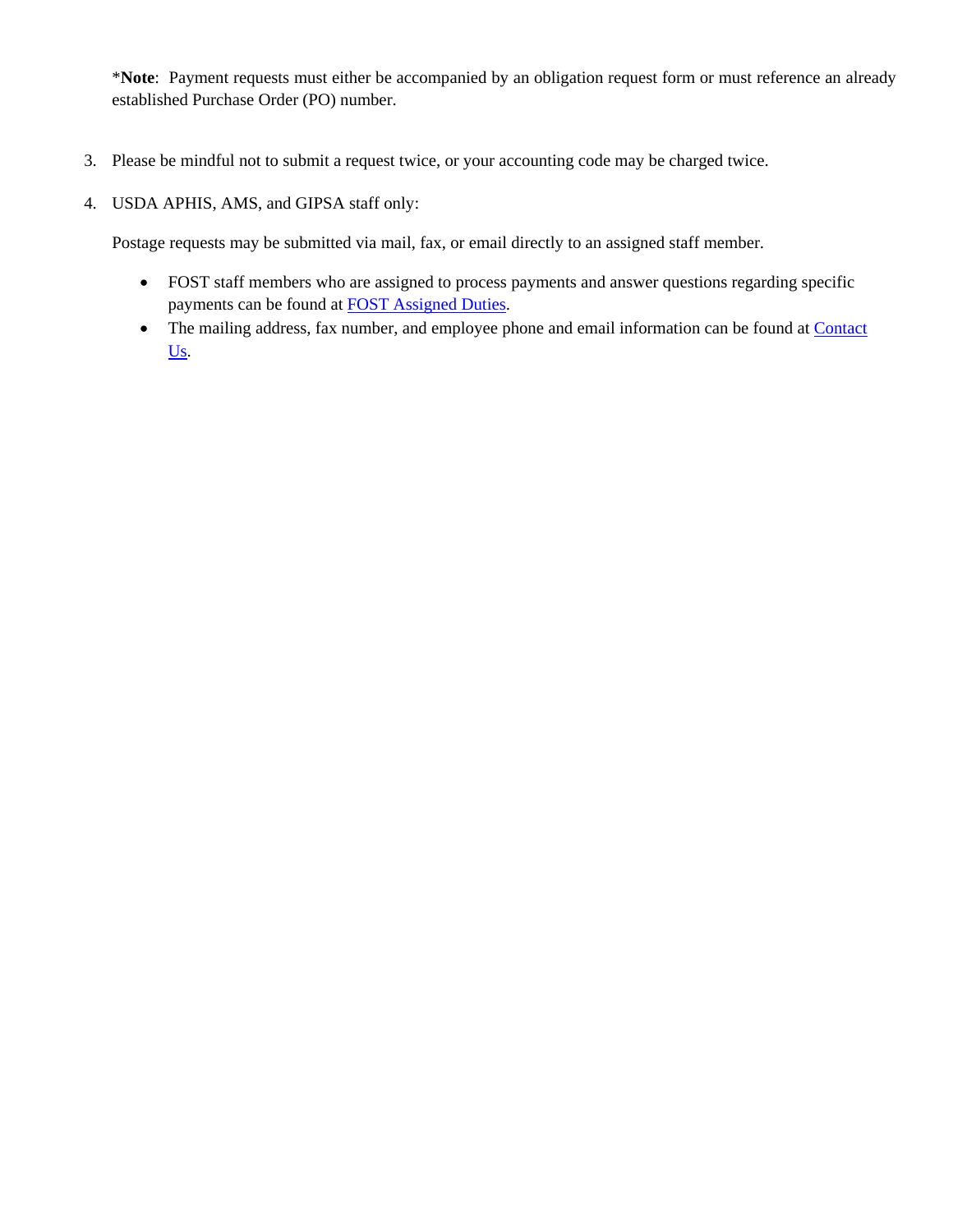*__Note__:  Payment requests must either be accompanied by an obligation request form or must reference an already established Purchase Order (PO) number.

3. Please be mindful not to submit a request twice, or your accounting code may be charged twice.

4. USDA APHIS, AMS, and GIPSA staff only:

   Postage requests may be submitted via mail, fax, or email directly to an assigned staff member.

   - FOST staff members who are assigned to process payments and answer questions regarding specific payments can be found at FOST Assigned Duties.
   - The mailing address, fax number, and employee phone and email information can be found at Contact Us.